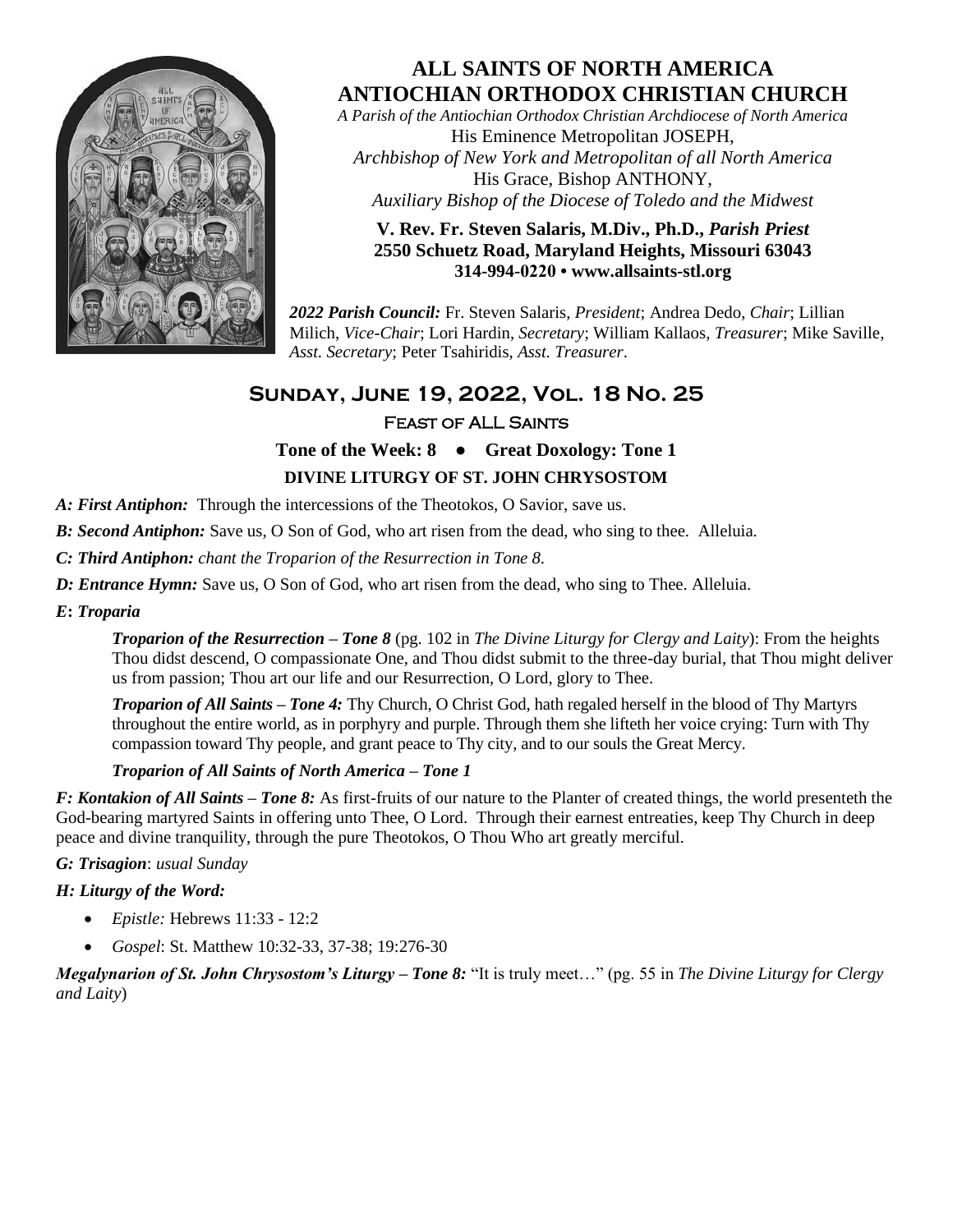# ALL SAINTS OF NORTH AMERICA ANTIOCHIAN ORTHODOX CHRISTIAN CHURCH

*A Parish of the Antiochian Orthodox Christian Archdiocese of North America*

His Eminence Metropolitan JOSEPH,

*Archbishop of New York and Metropolitan of all North America*

His Grace, Bishop ANTHONY,

*Auxiliary Bishop of the Diocese of Toledo and the Midwest*

**V. Rev. Fr. Steven Salaris, M.Div., Ph.D.,** ***Parish Priest***

**2550 Schuetz Road, Maryland Heights, Missouri 63043**

**314-994-0220 • www.allsaints-stl.org**

***2022 Parish Council:*** Fr. Steven Salaris, *President*; Andrea Dedo, *Chair*; Lillian Milich, *Vice-Chair*; Lori Hardin, *Secretary*; William Kallaos, *Treasurer*; Mike Saville, *Asst. Secretary*; Peter Tsahiridis, *Asst. Treasurer*.

## Sunday, June 19, 2022, Vol. 18 No. 25

### Feast of ALL Saints

**Tone of the Week: 8 ● Great Doxology: Tone 1**

**DIVINE LITURGY OF ST. JOHN CHRYSOSTOM**

***A: First Antiphon:*** Through the intercessions of the Theotokos, O Savior, save us.

***B: Second Antiphon:*** Save us, O Son of God, who art risen from the dead, who sing to thee. Alleluia.

***C: Third Antiphon:*** *chant the Troparion of the Resurrection in Tone 8.*

***D: Entrance Hymn:*** Save us, O Son of God, who art risen from the dead, who sing to Thee. Alleluia.

***E: Troparia***

***Troparion of the Resurrection – Tone 8*** (pg. 102 in *The Divine Liturgy for Clergy and Laity*): From the heights Thou didst descend, O compassionate One, and Thou didst submit to the three-day burial, that Thou might deliver us from passion; Thou art our life and our Resurrection, O Lord, glory to Thee.

***Troparion of All Saints – Tone 4:*** Thy Church, O Christ God, hath regaled herself in the blood of Thy Martyrs throughout the entire world, as in porphyry and purple. Through them she lifteth her voice crying: Turn with Thy compassion toward Thy people, and grant peace to Thy city, and to our souls the Great Mercy.

***Troparion of All Saints of North America – Tone 1***

***F: Kontakion of All Saints – Tone 8:*** As first-fruits of our nature to the Planter of created things, the world presenteth the God-bearing martyred Saints in offering unto Thee, O Lord. Through their earnest entreaties, keep Thy Church in deep peace and divine tranquility, through the pure Theotokos, O Thou Who art greatly merciful.

***G: Trisagion***: *usual Sunday*

***H: Liturgy of the Word:***

- *Epistle:* Hebrews 11:33 - 12:2
- *Gospel*: St. Matthew 10:32-33, 37-38; 19:276-30

***Megalynarion of St. John Chrysostom's Liturgy – Tone 8:*** "It is truly meet…" (pg. 55 in *The Divine Liturgy for Clergy and Laity*)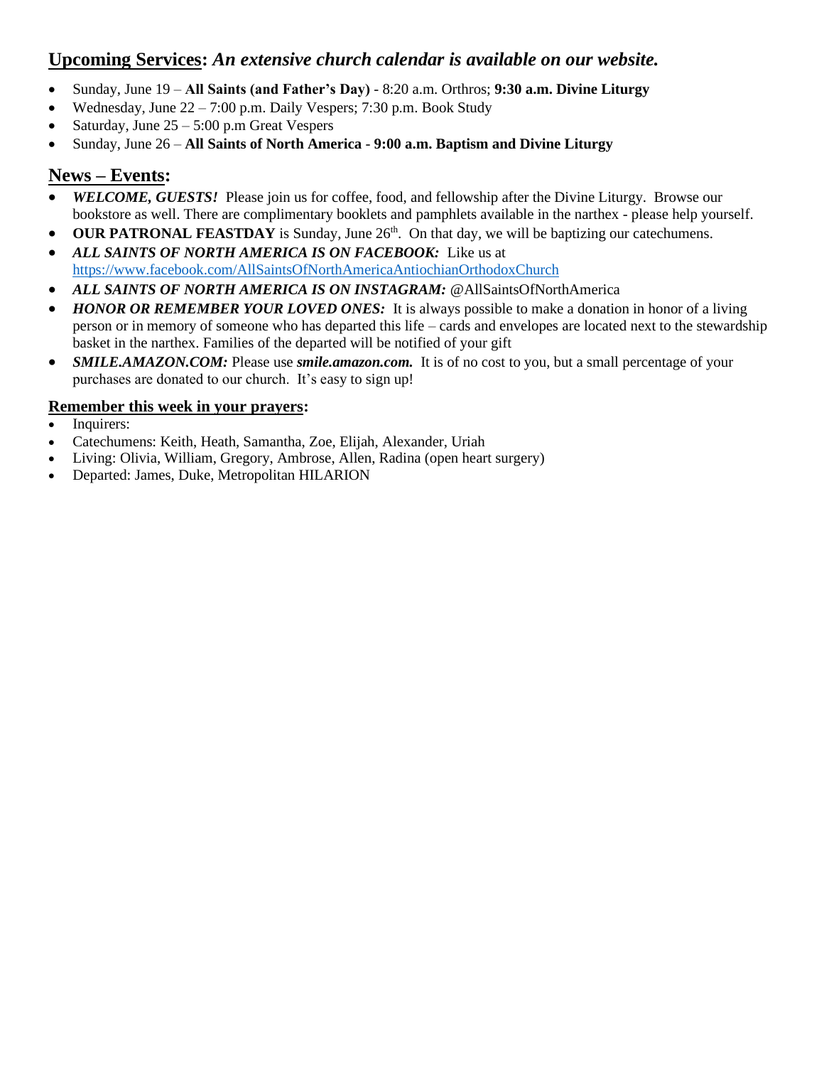## <u>Upcoming Services</u>: *An extensive church calendar is available on our website.*

- Sunday, June 19 – **All Saints (and Father's Day)** - 8:20 a.m. Orthros; **9:30 a.m. Divine Liturgy**
- Wednesday, June 22 – 7:00 p.m. Daily Vespers; 7:30 p.m. Book Study
- Saturday, June 25 – 5:00 p.m Great Vespers
- Sunday, June 26 – **All Saints of North America - 9:00 a.m. Baptism and Divine Liturgy**

## <u>News – Events</u>:

- ***WELCOME, GUESTS!*** Please join us for coffee, food, and fellowship after the Divine Liturgy. Browse our bookstore as well. There are complimentary booklets and pamphlets available in the narthex - please help yourself.
- **OUR PATRONAL FEASTDAY** is Sunday, June 26th. On that day, we will be baptizing our catechumens.
- ***ALL SAINTS OF NORTH AMERICA IS ON FACEBOOK:*** Like us at https://www.facebook.com/AllSaintsOfNorthAmericaAntiochianOrthodoxChurch
- ***ALL SAINTS OF NORTH AMERICA IS ON INSTAGRAM:*** @AllSaintsOfNorthAmerica
- ***HONOR OR REMEMBER YOUR LOVED ONES:*** It is always possible to make a donation in honor of a living person or in memory of someone who has departed this life – cards and envelopes are located next to the stewardship basket in the narthex. Families of the departed will be notified of your gift
- ***SMILE.AMAZON.COM:*** Please use ***smile.amazon.com.*** It is of no cost to you, but a small percentage of your purchases are donated to our church. It's easy to sign up!

### <u>Remember this week in your prayers</u>:

- Inquirers:
- Catechumens: Keith, Heath, Samantha, Zoe, Elijah, Alexander, Uriah
- Living: Olivia, William, Gregory, Ambrose, Allen, Radina (open heart surgery)
- Departed: James, Duke, Metropolitan HILARION